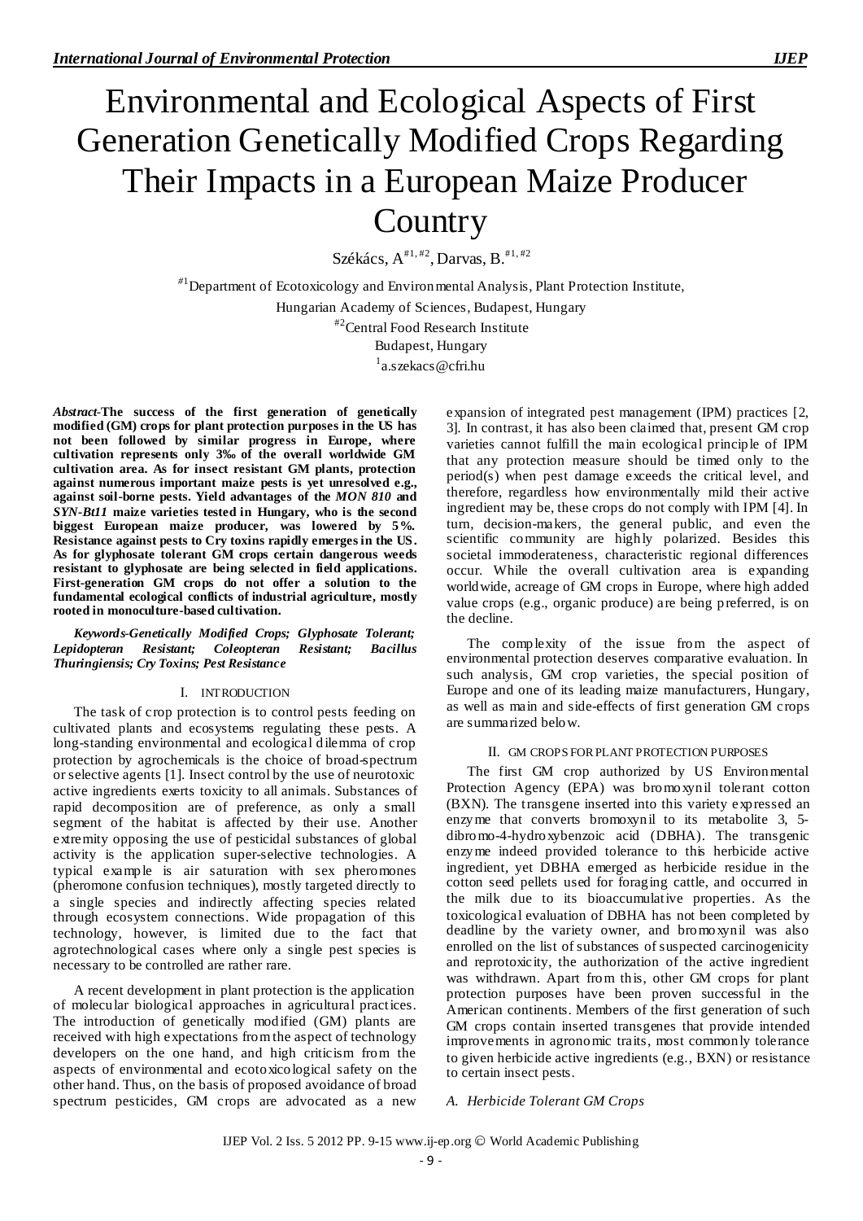# Environmental and Ecological Aspects of First Generation Genetically Modified Crops Regarding Their Impacts in a European Maize Producer Country

Székács, A[#1,#2], Darvas, B.[#1,#2]

[#1]Department of Ecotoxicology and Environmental Analysis, Plant Protection Institute, Hungarian Academy of Sciences, Budapest, Hungary

[#2]Central Food Research Institute Budapest, Hungary

[1]a.szekacs@cfri.hu

***Abstract*-The success of the first generation of genetically modified (GM) crops for plant protection purposes in the US has not been followed by similar progress in Europe, where cultivation represents only 3‰ of the overall worldwide GM cultivation area. As for insect resistant GM plants, protection against numerous important maize pests is yet unresolved e.g., against soil-borne pests. Yield advantages of the *MON 810* and *SYN-Bt11* maize varieties tested in Hungary, who is the second biggest European maize producer, was lowered by 5%. Resistance against pests to Cry toxins rapidly emerges in the US. As for glyphosate tolerant GM crops certain dangerous weeds resistant to glyphosate are being selected in field applications. First-generation GM crops do not offer a solution to the fundamental ecological conflicts of industrial agriculture, mostly rooted in monoculture-based cultivation.**

***Keywords-Genetically Modified Crops; Glyphosate Tolerant; Lepidopteran Resistant; Coleopteran Resistant; Bacillus Thuringiensis; Cry Toxins; Pest Resistance***

## I. INTRODUCTION

The task of crop protection is to control pests feeding on cultivated plants and ecosystems regulating these pests. A long-standing environmental and ecological dilemma of crop protection by agrochemicals is the choice of broad-spectrum or selective agents [1]. Insect control by the use of neurotoxic active ingredients exerts toxicity to all animals. Substances of rapid decomposition are of preference, as only a small segment of the habitat is affected by their use. Another extremity opposing the use of pesticidal substances of global activity is the application super-selective technologies. A typical example is air saturation with sex pheromones (pheromone confusion techniques), mostly targeted directly to a single species and indirectly affecting species related through ecosystem connections. Wide propagation of this technology, however, is limited due to the fact that agrotechnological cases where only a single pest species is necessary to be controlled are rather rare.

A recent development in plant protection is the application of molecular biological approaches in agricultural practices. The introduction of genetically modified (GM) plants are received with high expectations from the aspect of technology developers on the one hand, and high criticism from the aspects of environmental and ecotoxicological safety on the other hand. Thus, on the basis of proposed avoidance of broad spectrum pesticides, GM crops are advocated as a new expansion of integrated pest management (IPM) practices [2, 3]. In contrast, it has also been claimed that, present GM crop varieties cannot fulfill the main ecological principle of IPM that any protection measure should be timed only to the period(s) when pest damage exceeds the critical level, and therefore, regardless how environmentally mild their active ingredient may be, these crops do not comply with IPM [4]. In turn, decision-makers, the general public, and even the scientific community are highly polarized. Besides this societal immoderateness, characteristic regional differences occur. While the overall cultivation area is expanding worldwide, acreage of GM crops in Europe, where high added value crops (e.g., organic produce) are being preferred, is on the decline.

The complexity of the issue from the aspect of environmental protection deserves comparative evaluation. In such analysis, GM crop varieties, the special position of Europe and one of its leading maize manufacturers, Hungary, as well as main and side-effects of first generation GM crops are summarized below.

## II. GM CROPS FOR PLANT PROTECTION PURPOSES

The first GM crop authorized by US Environmental Protection Agency (EPA) was bromoxynil tolerant cotton (BXN). The transgene inserted into this variety expressed an enzyme that converts bromoxynil to its metabolite 3, 5-dibromo-4-hydroxybenzoic acid (DBHA). The transgenic enzyme indeed provided tolerance to this herbicide active ingredient, yet DBHA emerged as herbicide residue in the cotton seed pellets used for foraging cattle, and occurred in the milk due to its bioaccumulative properties. As the toxicological evaluation of DBHA has not been completed by deadline by the variety owner, and bromoxynil was also enrolled on the list of substances of suspected carcinogenicity and reprotoxicity, the authorization of the active ingredient was withdrawn. Apart from this, other GM crops for plant protection purposes have been proven successful in the American continents. Members of the first generation of such GM crops contain inserted transgenes that provide intended improvements in agronomic traits, most commonly tolerance to given herbicide active ingredients (e.g., BXN) or resistance to certain insect pests.

### *A. Herbicide Tolerant GM Crops*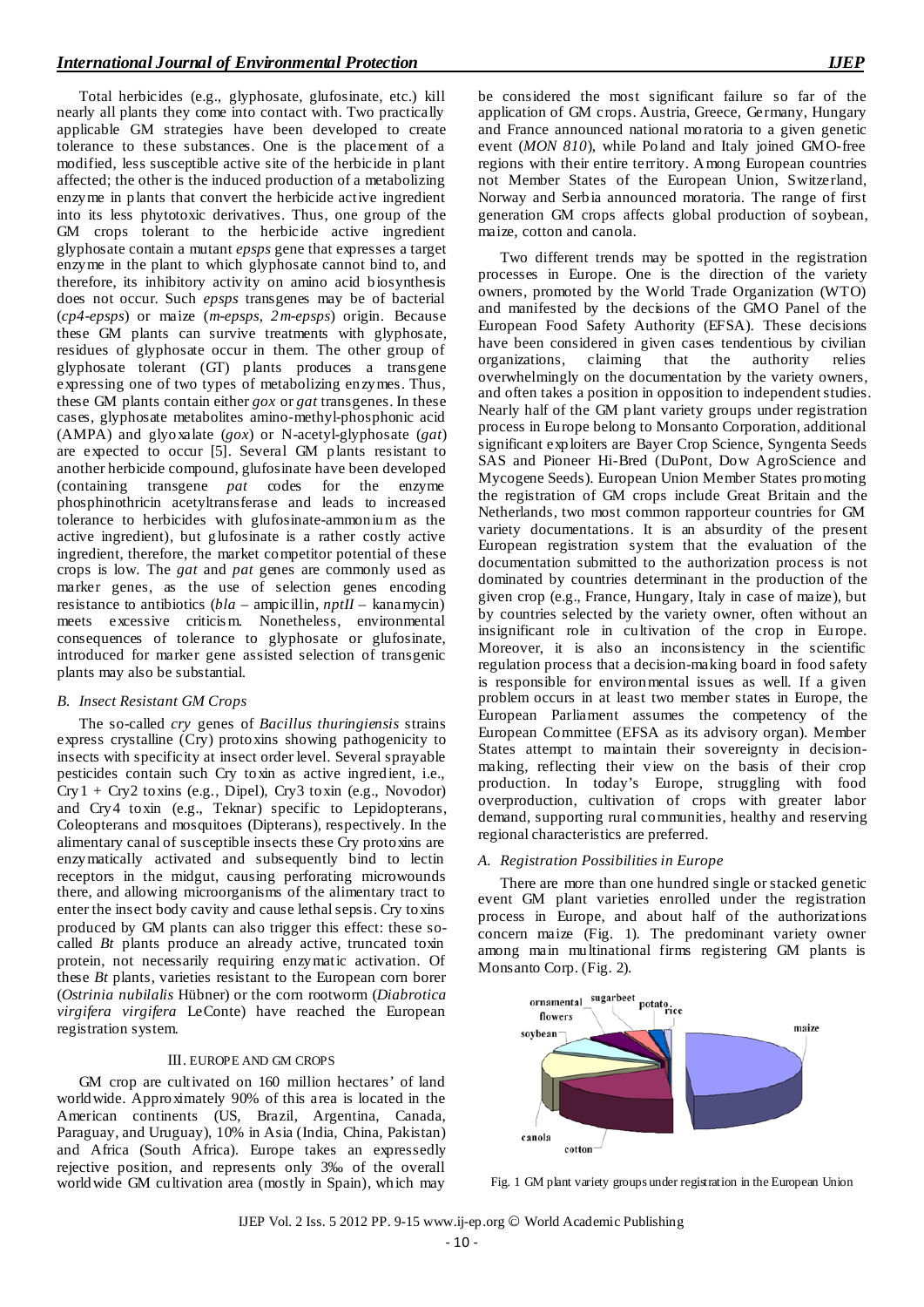Total herbicides (e.g., glyphosate, glufosinate, etc.) kill nearly all plants they come into contact with. Two practically applicable GM strategies have been developed to create tolerance to these substances. One is the placement of a modified, less susceptible active site of the herbicide in plant affected; the other is the induced production of a metabolizing enzyme in plants that convert the herbicide active ingredient into its less phytotoxic derivatives. Thus, one group of the GM crops tolerant to the herbicide active ingredient glyphosate contain a mutant *epsps* gene that expresses a target enzyme in the plant to which glyphosate cannot bind to, and therefore, its inhibitory activity on amino acid biosynthesis does not occur. Such *epsps* transgenes may be of bacterial (*cp4-epsps*) or maize (*m-epsps, 2m-epsps*) origin. Because these GM plants can survive treatments with glyphosate, residues of glyphosate occur in them. The other group of glyphosate tolerant (GT) plants produces a transgene expressing one of two types of metabolizing enzymes. Thus, these GM plants contain either *gox* or *gat* transgenes. In these cases, glyphosate metabolites amino-methyl-phosphonic acid (AMPA) and glyoxalate (*gox*) or N-acetyl-glyphosate (*gat*) are expected to occur [5]. Several GM plants resistant to another herbicide compound, glufosinate have been developed (containing transgene *pat* codes for the enzyme phosphinothricin acetyltransferase and leads to increased tolerance to herbicides with glufosinate-ammonium as the active ingredient), but glufosinate is a rather costly active ingredient, therefore, the market competitor potential of these crops is low. The *gat* and *pat* genes are commonly used as marker genes, as the use of selection genes encoding resistance to antibiotics (*bla* – ampicillin, *nptII* – kanamycin) meets excessive criticism. Nonetheless, environmental consequences of tolerance to glyphosate or glufosinate, introduced for marker gene assisted selection of transgenic plants may also be substantial.

### *B. Insect Resistant GM Crops*

The so-called *cry* genes of *Bacillus thuringiensis* strains express crystalline (Cry) protoxins showing pathogenicity to insects with specificity at insect order level. Several sprayable pesticides contain such Cry toxin as active ingredient, i.e., Cry1 + Cry2 toxins (e.g., Dipel), Cry3 toxin (e.g., Novodor) and Cry4 toxin (e.g., Teknar) specific to Lepidopterans, Coleopterans and mosquitoes (Dipterans), respectively. In the alimentary canal of susceptible insects these Cry protoxins are enzymatically activated and subsequently bind to lectin receptors in the midgut, causing perforating microwounds there, and allowing microorganisms of the alimentary tract to enter the insect body cavity and cause lethal sepsis. Cry toxins produced by GM plants can also trigger this effect: these so-called *Bt* plants produce an already active, truncated toxin protein, not necessarily requiring enzymatic activation. Of these *Bt* plants, varieties resistant to the European corn borer (*Ostrinia nubilalis* Hübner) or the corn rootworm (*Diabrotica virgifera virgifera* LeConte) have reached the European registration system.

## III. EUROPE AND GM CROPS

GM crop are cultivated on 160 million hectares' of land worldwide. Approximately 90% of this area is located in the American continents (US, Brazil, Argentina, Canada, Paraguay, and Uruguay), 10% in Asia (India, China, Pakistan) and Africa (South Africa). Europe takes an expressedly rejective position, and represents only 3‰ of the overall worldwide GM cultivation area (mostly in Spain), which may be considered the most significant failure so far of the application of GM crops. Austria, Greece, Germany, Hungary and France announced national moratoria to a given genetic event (*MON 810*), while Poland and Italy joined GMO-free regions with their entire territory. Among European countries not Member States of the European Union, Switzerland, Norway and Serbia announced moratoria. The range of first generation GM crops affects global production of soybean, maize, cotton and canola.

Two different trends may be spotted in the registration processes in Europe. One is the direction of the variety owners, promoted by the World Trade Organization (WTO) and manifested by the decisions of the GMO Panel of the European Food Safety Authority (EFSA). These decisions have been considered in given cases tendentious by civilian organizations, claiming that the authority relies overwhelmingly on the documentation by the variety owners, and often takes a position in opposition to independent studies. Nearly half of the GM plant variety groups under registration process in Europe belong to Monsanto Corporation, additional significant exploiters are Bayer Crop Science, Syngenta Seeds SAS and Pioneer Hi-Bred (DuPont, Dow AgroScience and Mycogene Seeds). European Union Member States promoting the registration of GM crops include Great Britain and the Netherlands, two most common rapporteur countries for GM variety documentations. It is an absurdity of the present European registration system that the evaluation of the documentation submitted to the authorization process is not dominated by countries determinant in the production of the given crop (e.g., France, Hungary, Italy in case of maize), but by countries selected by the variety owner, often without an insignificant role in cultivation of the crop in Europe. Moreover, it is also an inconsistency in the scientific regulation process that a decision-making board in food safety is responsible for environmental issues as well. If a given problem occurs in at least two member states in Europe, the European Parliament assumes the competency of the European Committee (EFSA as its advisory organ). Member States attempt to maintain their sovereignty in decision-making, reflecting their view on the basis of their crop production. In today's Europe, struggling with food overproduction, cultivation of crops with greater labor demand, supporting rural communities, healthy and reserving regional characteristics are preferred.

### *A. Registration Possibilities in Europe*

There are more than one hundred single or stacked genetic event GM plant varieties enrolled under the registration process in Europe, and about half of the authorizations concern maize (Fig. 1). The predominant variety owner among main multinational firms registering GM plants is Monsanto Corp. (Fig. 2).

Fig. 1 GM plant variety groups under registration in the European Union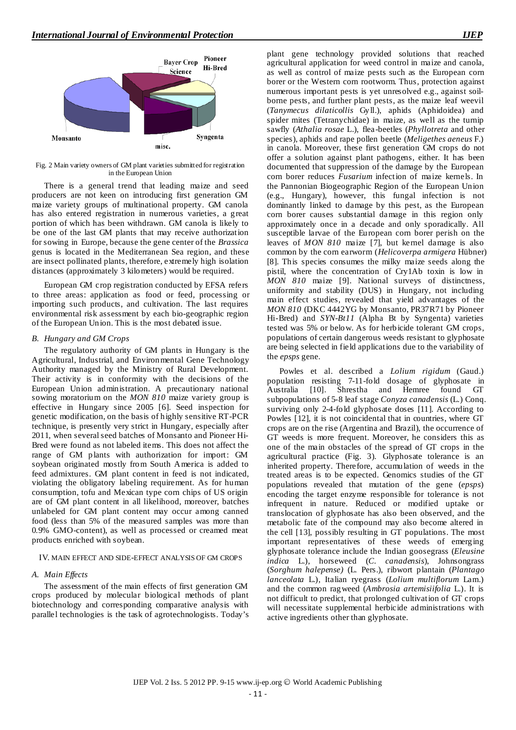Fig. 2 Main variety owners of GM plant varieties submitted for registration in the European Union

There is a general trend that leading maize and seed producers are not keen on introducing first generation GM maize variety groups of multinational property. GM canola has also entered registration in numerous varieties, a great portion of which has been withdrawn. GM canola is likely to be one of the last GM plants that may receive authorization for sowing in Europe, because the gene center of the *Brassica* genus is located in the Mediterranean Sea region, and these are insect pollinated plants, therefore, extremely high isolation distances (approximately 3 kilometers) would be required.

European GM crop registration conducted by EFSA refers to three areas: application as food or feed, processing or importing such products, and cultivation. The last requires environmental risk assessment by each bio-geographic region of the European Union. This is the most debated issue.

### *B. Hungary and GM Crops*

The regulatory authority of GM plants in Hungary is the Agricultural, Industrial, and Environmental Gene Technology Authority managed by the Ministry of Rural Development. Their activity is in conformity with the decisions of the European Union administration. A precautionary national sowing moratorium on the *MON 810* maize variety group is effective in Hungary since 2005 [6]. Seed inspection for genetic modification, on the basis of highly sensitive RT-PCR technique, is presently very strict in Hungary, especially after 2011, when several seed batches of Monsanto and Pioneer Hi-Bred were found as not labeled items. This does not affect the range of GM plants with authorization for import: GM soybean originated mostly from South America is added to feed admixtures. GM plant content in feed is not indicated, violating the obligatory labeling requirement. As for human consumption, tofu and Mexican type corn chips of US origin are of GM plant content in all likelihood, moreover, batches unlabeled for GM plant content may occur among canned food (less than 5% of the measured samples was more than 0.9% GMO-content), as well as processed or creamed meat products enriched with soybean.

## IV. MAIN EFFECT AND SIDE-EFFECT ANALYSIS OF GM CROPS

### *A. Main Effects*

The assessment of the main effects of first generation GM crops produced by molecular biological methods of plant biotechnology and corresponding comparative analysis with parallel technologies is the task of agrotechnologists. Today's plant gene technology provided solutions that reached agricultural application for weed control in maize and canola, as well as control of maize pests such as the European corn borer or the Western corn rootworm. Thus, protection against numerous important pests is yet unresolved e.g., against soil-borne pests, and further plant pests, as the maize leaf weevil (*Tanymecus dilaticollis* Gyll.), aphids (Aphidoidea) and spider mites (Tetranychidae) in maize, as well as the turnip sawfly (*Athalia rosae* L.), flea-beetles (*Phyllotreta* and other species), aphids and rape pollen beetle (*Meligethes aeneus* F.) in canola. Moreover, these first generation GM crops do not offer a solution against plant pathogens, either. It has been documented that suppression of the damage by the European corn borer reduces *Fusarium* infection of maize kernels. In the Pannonian Biogeographic Region of the European Union (e.g., Hungary), however, this fungal infection is not dominantly linked to damage by this pest, as the European corn borer causes substantial damage in this region only approximately once in a decade and only sporadically. All susceptible larvae of the European corn borer perish on the leaves of *MON 810* maize [7], but kernel damage is also common by the corn earworm (*Helicoverpa armigera* Hübner) [8]. This species consumes the milky maize seeds along the pistil, where the concentration of Cry1Ab toxin is low in *MON 810* maize [9]. National surveys of distinctness, uniformity and stability (DUS) in Hungary, not including main effect studies, revealed that yield advantages of the *MON 810* (DKC 4442YG by Monsanto, PR37R71 by Pioneer Hi-Bred) and *SYN-Bt11* (Alpha Bt by Syngenta) varieties tested was 5% or below. As for herbicide tolerant GM crops, populations of certain dangerous weeds resistant to glyphosate are being selected in field applications due to the variability of the *epsps* gene.

Powles et al. described a *Lolium rigidum* (Gaud.) population resisting 7-11-fold dosage of glyphosate in Australia [10]. Shrestha and Hemree found GT subpopulations of 5-8 leaf stage *Conyza canadensis* (L.) Conq. surviving only 2-4-fold glyphosate doses [11]. According to Powles [12], it is not coincidental that in countries, where GT crops are on the rise (Argentina and Brazil), the occurrence of GT weeds is more frequent. Moreover, he considers this as one of the main obstacles of the spread of GT crops in the agricultural practice (Fig. 3). Glyphosate tolerance is an inherited property. Therefore, accumulation of weeds in the treated areas is to be expected. Genomics studies of the GT populations revealed that mutation of the gene (*epsps*) encoding the target enzyme responsible for tolerance is not infrequent in nature. Reduced or modified uptake or translocation of glyphosate has also been observed, and the metabolic fate of the compound may also become altered in the cell [13], possibly resulting in GT populations. The most important representatives of these weeds of emerging glyphosate tolerance include the Indian goosegrass (*Eleusine indica* L.), horseweed (*C. canadensis*), Johnsongrass (*Sorghum halepense)* (L. Pers.), ribwort plantain (*Plantago lanceolata* L.), Italian ryegrass (*Lolium multiflorum* Lam.) and the common ragweed (*Ambrosia artemisiifolia* L.). It is not difficult to predict, that prolonged cultivation of GT crops will necessitate supplemental herbicide administrations with active ingredients other than glyphosate.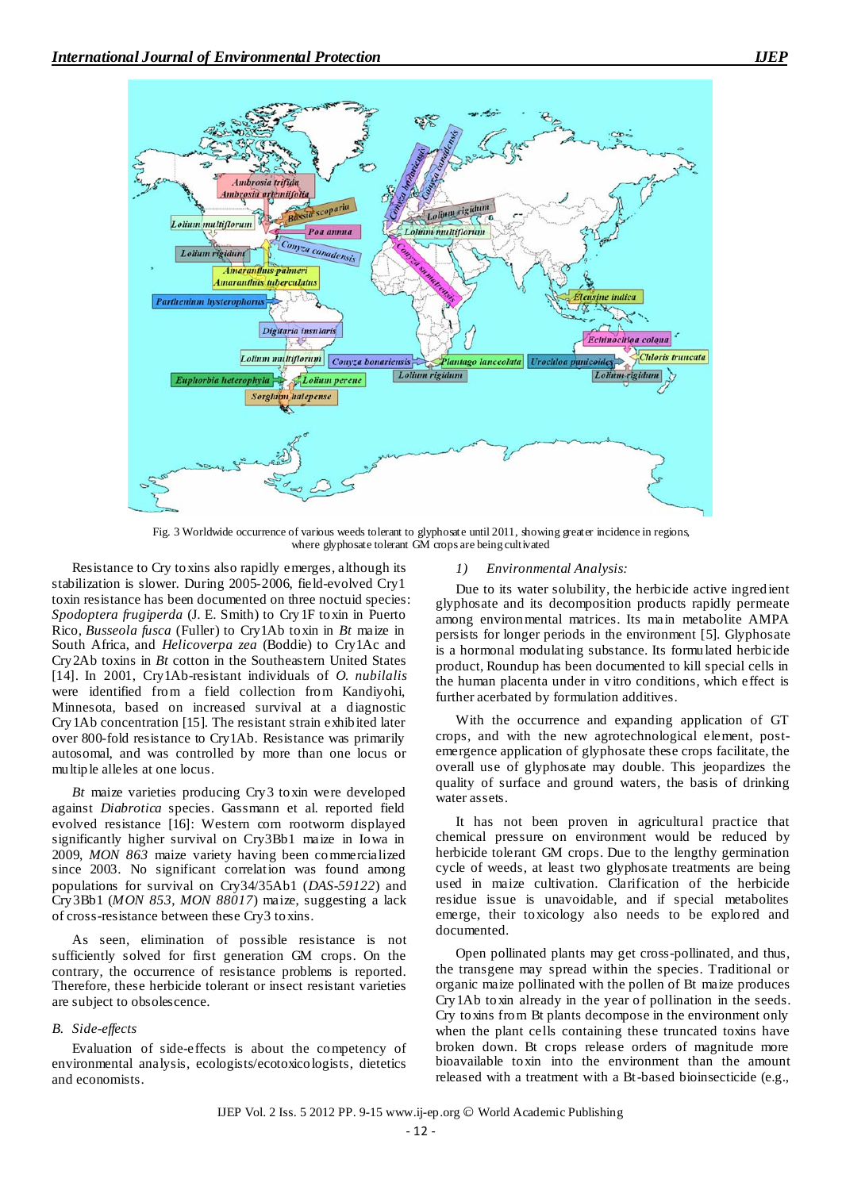Fig. 3 Worldwide occurrence of various weeds tolerant to glyphosate until 2011, showing greater incidence in regions, where glyphosate tolerant GM crops are being cultivated

Resistance to Cry toxins also rapidly emerges, although its stabilization is slower. During 2005-2006, field-evolved Cry1 toxin resistance has been documented on three noctuid species: *Spodoptera frugiperda* (J. E. Smith) to Cry1F toxin in Puerto Rico, *Busseola fusca* (Fuller) to Cry1Ab toxin in *Bt* maize in South Africa, and *Helicoverpa zea* (Boddie) to Cry1Ac and Cry2Ab toxins in *Bt* cotton in the Southeastern United States [14]. In 2001, Cry1Ab-resistant individuals of *O. nubilalis* were identified from a field collection from Kandiyohi, Minnesota, based on increased survival at a diagnostic Cry1Ab concentration [15]. The resistant strain exhibited later over 800-fold resistance to Cry1Ab. Resistance was primarily autosomal, and was controlled by more than one locus or multiple alleles at one locus.

*Bt* maize varieties producing Cry3 toxin were developed against *Diabrotica* species. Gassmann et al. reported field evolved resistance [16]: Western corn rootworm displayed significantly higher survival on Cry3Bb1 maize in Iowa in 2009, *MON 863* maize variety having been commercialized since 2003. No significant correlation was found among populations for survival on Cry34/35Ab1 (*DAS-59122*) and Cry3Bb1 (*MON 853*, *MON 88017*) maize, suggesting a lack of cross-resistance between these Cry3 toxins.

As seen, elimination of possible resistance is not sufficiently solved for first generation GM crops. On the contrary, the occurrence of resistance problems is reported. Therefore, these herbicide tolerant or insect resistant varieties are subject to obsolescence.

### B. Side-effects

Evaluation of side-effects is about the competency of environmental analysis, ecologists/ecotoxicologists, dietetics and economists.

#### 1) Environmental Analysis:

Due to its water solubility, the herbicide active ingredient glyphosate and its decomposition products rapidly permeate among environmental matrices. Its main metabolite AMPA persists for longer periods in the environment [5]. Glyphosate is a hormonal modulating substance. Its formulated herbicide product, Roundup has been documented to kill special cells in the human placenta under in vitro conditions, which effect is further acerbated by formulation additives.

With the occurrence and expanding application of GT crops, and with the new agrotechnological element, post-emergence application of glyphosate these crops facilitate, the overall use of glyphosate may double. This jeopardizes the quality of surface and ground waters, the basis of drinking water assets.

It has not been proven in agricultural practice that chemical pressure on environment would be reduced by herbicide tolerant GM crops. Due to the lengthy germination cycle of weeds, at least two glyphosate treatments are being used in maize cultivation. Clarification of the herbicide residue issue is unavoidable, and if special metabolites emerge, their toxicology also needs to be explored and documented.

Open pollinated plants may get cross-pollinated, and thus, the transgene may spread within the species. Traditional or organic maize pollinated with the pollen of Bt maize produces Cry1Ab toxin already in the year of pollination in the seeds. Cry toxins from Bt plants decompose in the environment only when the plant cells containing these truncated toxins have broken down. Bt crops release orders of magnitude more bioavailable toxin into the environment than the amount released with a treatment with a Bt-based bioinsecticide (e.g.,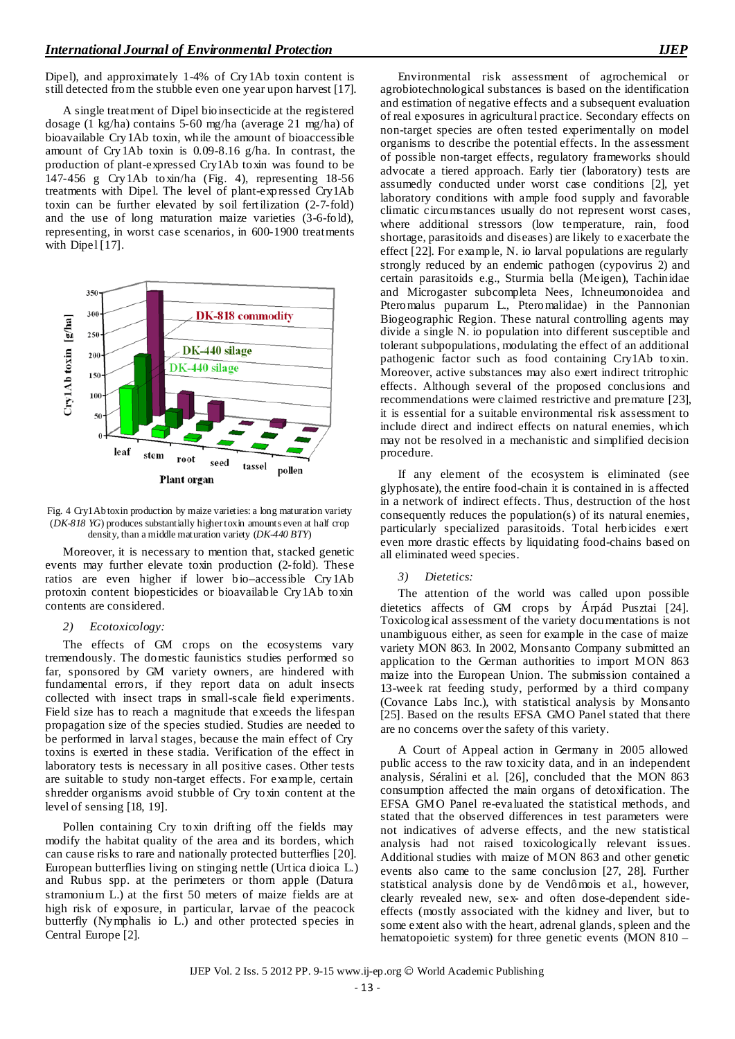Dipel), and approximately 1-4% of Cry1Ab toxin content is still detected from the stubble even one year upon harvest [17].

A single treatment of Dipel bioinsecticide at the registered dosage (1 kg/ha) contains 5-60 mg/ha (average 21 mg/ha) of bioavailable Cry1Ab toxin, while the amount of bioaccessible amount of Cry1Ab toxin is 0.09-8.16 g/ha. In contrast, the production of plant-expressed Cry1Ab toxin was found to be 147-456 g Cry1Ab toxin/ha (Fig. 4), representing 18-56 treatments with Dipel. The level of plant-expressed Cry1Ab toxin can be further elevated by soil fertilization (2-7-fold) and the use of long maturation maize varieties (3-6-fold), representing, in worst case scenarios, in 600-1900 treatments with Dipel [17].

Fig. 4 Cry1Ab toxin production by maize varieties: a long maturation variety (*DK-818 YG*) produces substantially higher toxin amounts even at half crop density, than a middle maturation variety (*DK-440 BTY*)

Moreover, it is necessary to mention that, stacked genetic events may further elevate toxin production (2-fold). These ratios are even higher if lower bio–accessible Cry1Ab protoxin content biopesticides or bioavailable Cry1Ab toxin contents are considered.

*2) Ecotoxicology:*

The effects of GM crops on the ecosystems vary tremendously. The domestic faunistics studies performed so far, sponsored by GM variety owners, are hindered with fundamental errors, if they report data on adult insects collected with insect traps in small-scale field experiments. Field size has to reach a magnitude that exceeds the lifespan propagation size of the species studied. Studies are needed to be performed in larval stages, because the main effect of Cry toxins is exerted in these stadia. Verification of the effect in laboratory tests is necessary in all positive cases. Other tests are suitable to study non-target effects. For example, certain shredder organisms avoid stubble of Cry toxin content at the level of sensing [18, 19].

Pollen containing Cry toxin drifting off the fields may modify the habitat quality of the area and its borders, which can cause risks to rare and nationally protected butterflies [20]. European butterflies living on stinging nettle (Urtica dioica L.) and Rubus spp. at the perimeters or thorn apple (Datura stramonium L.) at the first 50 meters of maize fields are at high risk of exposure, in particular, larvae of the peacock butterfly (Nymphalis io L.) and other protected species in Central Europe [2].

Environmental risk assessment of agrochemical or agrobiotechnological substances is based on the identification and estimation of negative effects and a subsequent evaluation of real exposures in agricultural practice. Secondary effects on non-target species are often tested experimentally on model organisms to describe the potential effects. In the assessment of possible non-target effects, regulatory frameworks should advocate a tiered approach. Early tier (laboratory) tests are assumedly conducted under worst case conditions [2], yet laboratory conditions with ample food supply and favorable climatic circumstances usually do not represent worst cases, where additional stressors (low temperature, rain, food shortage, parasitoids and diseases) are likely to exacerbate the effect [22]. For example, N. io larval populations are regularly strongly reduced by an endemic pathogen (cypovirus 2) and certain parasitoids e.g., Sturmia bella (Meigen), Tachinidae and Microgaster subcompleta Nees, Ichneumonoidea and Pteromalus puparum L., Pteromalidae) in the Pannonian Biogeographic Region. These natural controlling agents may divide a single N. io population into different susceptible and tolerant subpopulations, modulating the effect of an additional pathogenic factor such as food containing Cry1Ab toxin. Moreover, active substances may also exert indirect tritrophic effects. Although several of the proposed conclusions and recommendations were claimed restrictive and premature [23], it is essential for a suitable environmental risk assessment to include direct and indirect effects on natural enemies, which may not be resolved in a mechanistic and simplified decision procedure.

If any element of the ecosystem is eliminated (see glyphosate), the entire food-chain it is contained in is affected in a network of indirect effects. Thus, destruction of the host consequently reduces the population(s) of its natural enemies, particularly specialized parasitoids. Total herbicides exert even more drastic effects by liquidating food-chains based on all eliminated weed species.

*3) Dietetics:*

The attention of the world was called upon possible dietetics affects of GM crops by Árpád Pusztai [24]. Toxicological assessment of the variety documentations is not unambiguous either, as seen for example in the case of maize variety MON 863. In 2002, Monsanto Company submitted an application to the German authorities to import MON 863 maize into the European Union. The submission contained a 13-week rat feeding study, performed by a third company (Covance Labs Inc.), with statistical analysis by Monsanto [25]. Based on the results EFSA GMO Panel stated that there are no concerns over the safety of this variety.

A Court of Appeal action in Germany in 2005 allowed public access to the raw toxicity data, and in an independent analysis, Séralini et al. [26], concluded that the MON 863 consumption affected the main organs of detoxification. The EFSA GMO Panel re-evaluated the statistical methods, and stated that the observed differences in test parameters were not indicatives of adverse effects, and the new statistical analysis had not raised toxicologically relevant issues. Additional studies with maize of MON 863 and other genetic events also came to the same conclusion [27, 28]. Further statistical analysis done by de Vendômois et al., however, clearly revealed sex- and often dose-dependent side-effects (mostly associated with the kidney and liver, but to some extent also with the heart, adrenal glands, spleen and the hematopoietic system) for three genetic events (MON 810 –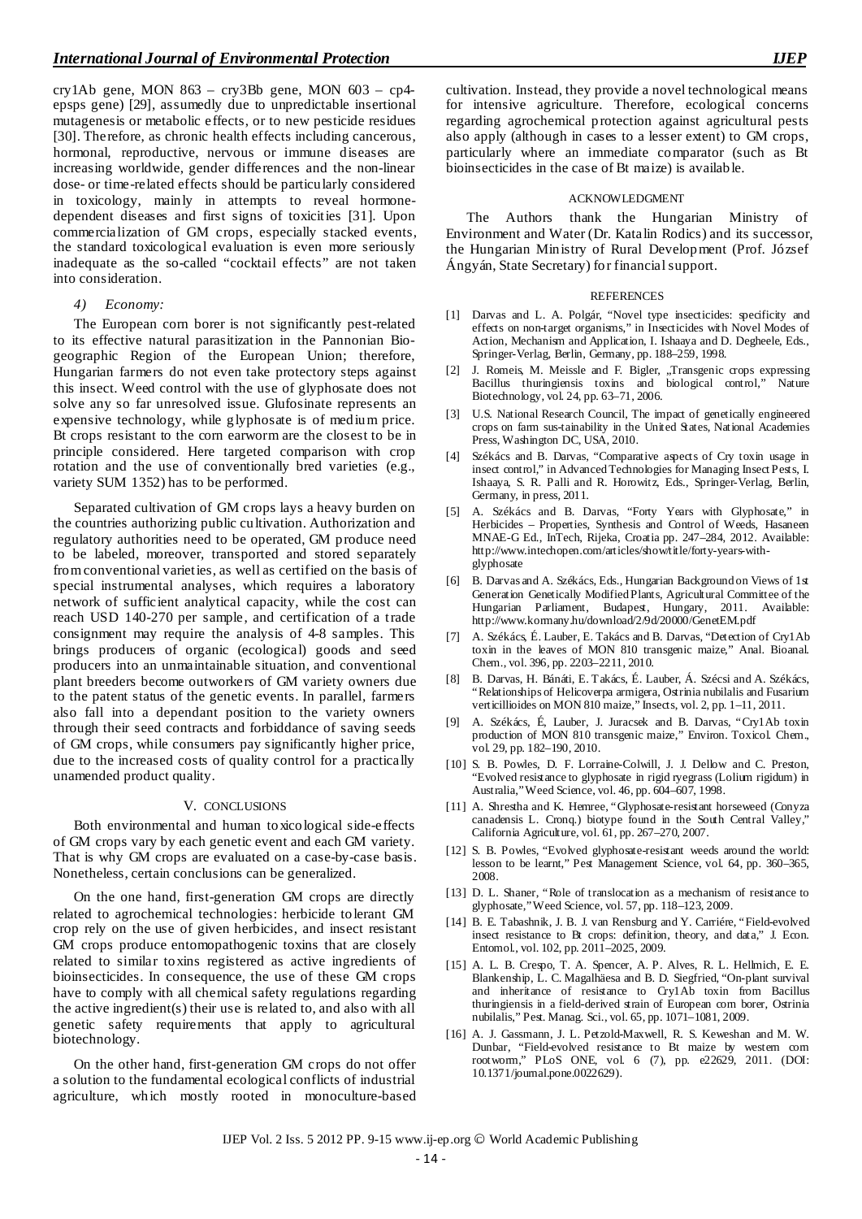cry1Ab gene, MON 863 – cry3Bb gene, MON 603 – cp4-epsps gene) [29], assumedly due to unpredictable insertional mutagenesis or metabolic effects, or to new pesticide residues [30]. Therefore, as chronic health effects including cancerous, hormonal, reproductive, nervous or immune diseases are increasing worldwide, gender differences and the non-linear dose- or time-related effects should be particularly considered in toxicology, mainly in attempts to reveal hormone-dependent diseases and first signs of toxicities [31]. Upon commercialization of GM crops, especially stacked events, the standard toxicological evaluation is even more seriously inadequate as the so-called "cocktail effects" are not taken into consideration.

#### *4) Economy:*

The European corn borer is not significantly pest-related to its effective natural parasitization in the Pannonian Biogeographic Region of the European Union; therefore, Hungarian farmers do not even take protectory steps against this insect. Weed control with the use of glyphosate does not solve any so far unresolved issue. Glufosinate represents an expensive technology, while glyphosate is of medium price. Bt crops resistant to the corn earworm are the closest to be in principle considered. Here targeted comparison with crop rotation and the use of conventionally bred varieties (e.g., variety SUM 1352) has to be performed.

Separated cultivation of GM crops lays a heavy burden on the countries authorizing public cultivation. Authorization and regulatory authorities need to be operated, GM produce need to be labeled, moreover, transported and stored separately from conventional varieties, as well as certified on the basis of special instrumental analyses, which requires a laboratory network of sufficient analytical capacity, while the cost can reach USD 140-270 per sample, and certification of a trade consignment may require the analysis of 4-8 samples. This brings producers of organic (ecological) goods and seed producers into an unmaintainable situation, and conventional plant breeders become outworkers of GM variety owners due to the patent status of the genetic events. In parallel, farmers also fall into a dependant position to the variety owners through their seed contracts and forbiddance of saving seeds of GM crops, while consumers pay significantly higher price, due to the increased costs of quality control for a practically unamended product quality.

## V. CONCLUSIONS

Both environmental and human toxicological side-effects of GM crops vary by each genetic event and each GM variety. That is why GM crops are evaluated on a case-by-case basis. Nonetheless, certain conclusions can be generalized.

On the one hand, first-generation GM crops are directly related to agrochemical technologies: herbicide tolerant GM crop rely on the use of given herbicides, and insect resistant GM crops produce entomopathogenic toxins that are closely related to similar toxins registered as active ingredients of bioinsecticides. In consequence, the use of these GM crops have to comply with all chemical safety regulations regarding the active ingredient(s) their use is related to, and also with all genetic safety requirements that apply to agricultural biotechnology.

On the other hand, first-generation GM crops do not offer a solution to the fundamental ecological conflicts of industrial agriculture, which mostly rooted in monoculture-based cultivation. Instead, they provide a novel technological means for intensive agriculture. Therefore, ecological concerns regarding agrochemical protection against agricultural pests also apply (although in cases to a lesser extent) to GM crops, particularly where an immediate comparator (such as Bt bioinsecticides in the case of Bt maize) is available.

## ACKNOWLEDGMENT

The Authors thank the Hungarian Ministry of Environment and Water (Dr. Katalin Rodics) and its successor, the Hungarian Ministry of Rural Development (Prof. József Ángyán, State Secretary) for financial support.

## REFERENCES

[1] Darvas and L. A. Polgár, "Novel type insecticides: specificity and effects on non-target organisms," in Insecticides with Novel Modes of Action, Mechanism and Application, I. Ishaaya and D. Degheele, Eds., Springer-Verlag, Berlin, Germany, pp. 188–259, 1998.

[2] J. Romeis, M. Meissle and F. Bigler, „Transgenic crops expressing Bacillus thuringiensis toxins and biological control," Nature Biotechnology, vol. 24, pp. 63–71, 2006.

[3] U.S. National Research Council, The impact of genetically engineered crops on farm sus-tainability in the United States, National Academies Press, Washington DC, USA, 2010.

[4] Székács and B. Darvas, "Comparative aspects of Cry toxin usage in insect control," in Advanced Technologies for Managing Insect Pests, I. Ishaaya, S. R. Palli and R. Horowitz, Eds., Springer-Verlag, Berlin, Germany, in press, 2011.

[5] A. Székács and B. Darvas, "Forty Years with Glyphosate," in Herbicides – Properties, Synthesis and Control of Weeds, Hasaneen MNAE-G Ed., InTech, Rijeka, Croatia pp. 247–284, 2012. Available: http://www.intechopen.com/articles/show/title/forty-years-with-glyphosate

[6] B. Darvas and A. Székács, Eds., Hungarian Background on Views of 1st Generation Genetically Modified Plants, Agricultural Committee of the Hungarian Parliament, Budapest, Hungary, 2011. Available: http://www.kormany.hu/download/2/9d/20000/GenetEM.pdf

[7] A. Székács, É. Lauber, E. Takács and B. Darvas, "Detection of Cry1Ab toxin in the leaves of MON 810 transgenic maize," Anal. Bioanal. Chem., vol. 396, pp. 2203–2211, 2010.

[8] B. Darvas, H. Bánáti, E. Takács, É. Lauber, Á. Szécsi and A. Székács, "Relationships of Helicoverpa armigera, Ostrinia nubilalis and Fusarium verticillioides on MON 810 maize," Insects, vol. 2, pp. 1–11, 2011.

[9] A. Székács, É, Lauber, J. Juracsek and B. Darvas, "Cry1Ab toxin production of MON 810 transgenic maize," Environ. Toxicol. Chem., vol. 29, pp. 182–190, 2010.

[10] S. B. Powles, D. F. Lorraine-Colwill, J. J. Dellow and C. Preston, "Evolved resistance to glyphosate in rigid ryegrass (Lolium rigidum) in Australia," Weed Science, vol. 46, pp. 604–607, 1998.

[11] A. Shrestha and K. Hemree, "Glyphosate-resistant horseweed (Conyza canadensis L. Cronq.) biotype found in the South Central Valley," California Agriculture, vol. 61, pp. 267–270, 2007.

[12] S. B. Powles, "Evolved glyphosate-resistant weeds around the world: lesson to be learnt," Pest Management Science, vol. 64, pp. 360–365, 2008.

[13] D. L. Shaner, "Role of translocation as a mechanism of resistance to glyphosate," Weed Science, vol. 57, pp. 118–123, 2009.

[14] B. E. Tabashnik, J. B. J. van Rensburg and Y. Carriére, "Field-evolved insect resistance to Bt crops: definition, theory, and data," J. Econ. Entomol., vol. 102, pp. 2011–2025, 2009.

[15] A. L. B. Crespo, T. A. Spencer, A. P. Alves, R. L. Hellmich, E. E. Blankenship, L. C. Magalhäesa and B. D. Siegfried, "On-plant survival and inheritance of resistance to Cry1Ab toxin from Bacillus thuringiensis in a field-derived strain of European corn borer, Ostrinia nubilalis," Pest. Manag. Sci., vol. 65, pp. 1071–1081, 2009.

[16] A. J. Gassmann, J. L. Petzold-Maxwell, R. S. Keweshan and M. W. Dunbar, "Field-evolved resistance to Bt maize by western corn rootworm," PLoS ONE, vol. 6 (7), pp. e22629, 2011. (DOI: 10.1371/journal.pone.0022629).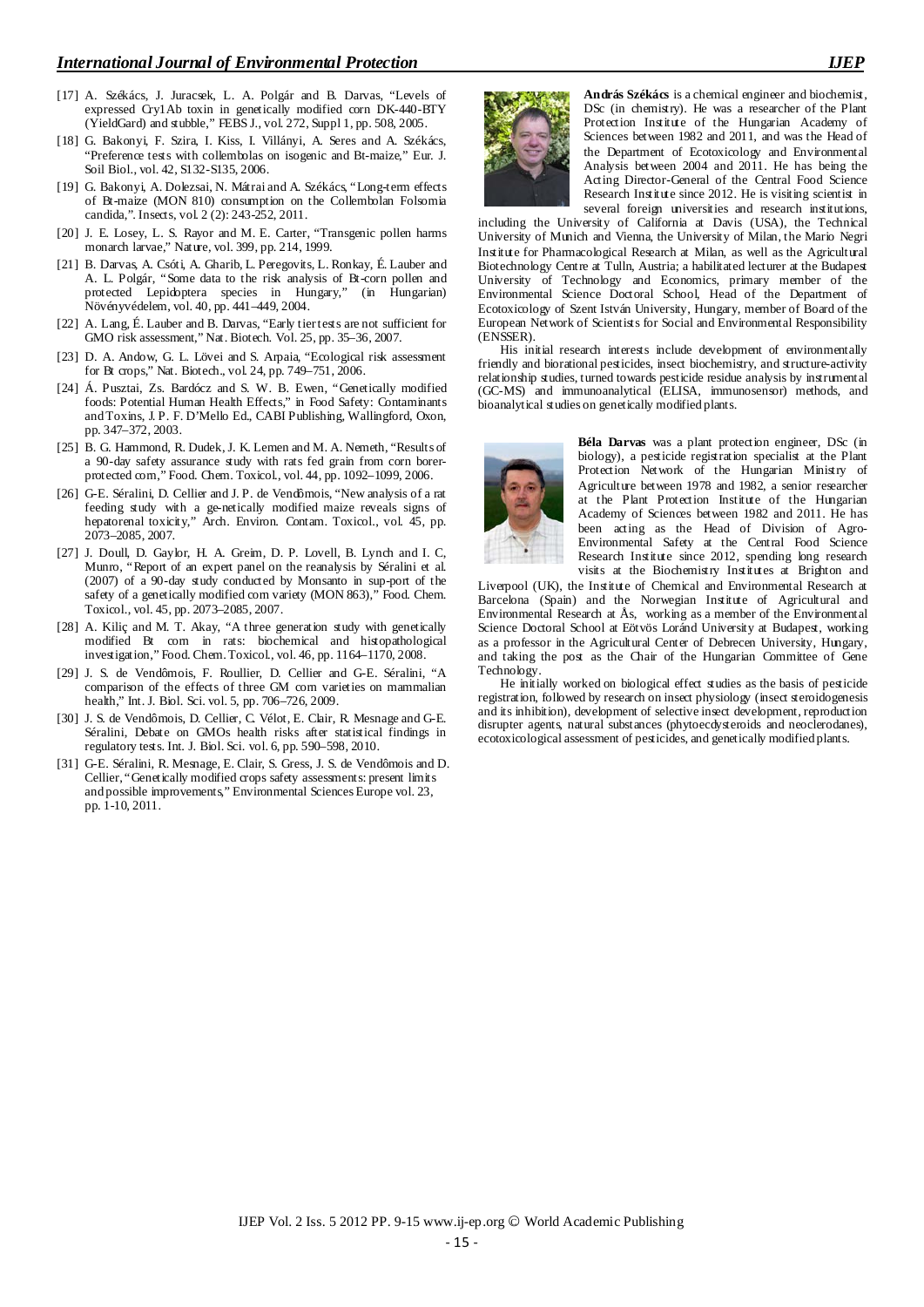[17] A. Székács, J. Juracsek, L. A. Polgár and B. Darvas, "Levels of expressed Cry1Ab toxin in genetically modified corn DK-440-BTY (YieldGard) and stubble," FEBS J., vol. 272, Suppl 1, pp. 508, 2005.

[18] G. Bakonyi, F. Szira, I. Kiss, I. Villányi, A. Seres and A. Székács, "Preference tests with collembolas on isogenic and Bt-maize," Eur. J. Soil Biol., vol. 42, S132-S135, 2006.

[19] G. Bakonyi, A. Dolezsai, N. Mátrai and A. Székács, "Long-term effects of Bt-maize (MON 810) consumption on the Collembolan Folsomia candida,". Insects, vol. 2 (2): 243-252, 2011.

[20] J. E. Losey, L. S. Rayor and M. E. Carter, "Transgenic pollen harms monarch larvae," Nature, vol. 399, pp. 214, 1999.

[21] B. Darvas, A. Csóti, A. Gharib, L. Peregovits, L. Ronkay, É. Lauber and A. L. Polgár, "Some data to the risk analysis of Bt-corn pollen and protected Lepidoptera species in Hungary," (in Hungarian) Növényvédelem, vol. 40, pp. 441–449, 2004.

[22] A. Lang, É. Lauber and B. Darvas, "Early tier tests are not sufficient for GMO risk assessment," Nat. Biotech. Vol. 25, pp. 35–36, 2007.

[23] D. A. Andow, G. L. Lövei and S. Arpaia, "Ecological risk assessment for Bt crops," Nat. Biotech., vol. 24, pp. 749–751, 2006.

[24] Á. Pusztai, Zs. Bardócz and S. W. B. Ewen, "Genetically modified foods: Potential Human Health Effects," in Food Safety: Contaminants and Toxins, J. P. F. D'Mello Ed., CABI Publishing, Wallingford, Oxon, pp. 347–372, 2003.

[25] B. G. Hammond, R. Dudek, J. K. Lemen and M. A. Nemeth, "Results of a 90-day safety assurance study with rats fed grain from corn borer-protected corn," Food. Chem. Toxicol., vol. 44, pp. 1092–1099, 2006.

[26] G-E. Séralini, D. Cellier and J. P. de Vendômois, "New analysis of a rat feeding study with a ge-netically modified maize reveals signs of hepatorenal toxicity," Arch. Environ. Contam. Toxicol., vol. 45, pp. 2073–2085, 2007.

[27] J. Doull, D. Gaylor, H. A. Greim, D. P. Lovell, B. Lynch and I. C, Munro, "Report of an expert panel on the reanalysis by Séralini et al. (2007) of a 90-day study conducted by Monsanto in sup-port of the safety of a genetically modified corn variety (MON 863)," Food. Chem. Toxicol., vol. 45, pp. 2073–2085, 2007.

[28] A. Kiliç and M. T. Akay, "A three generation study with genetically modified Bt corn in rats: biochemical and histopathological investigation," Food. Chem. Toxicol., vol. 46, pp. 1164–1170, 2008.

[29] J. S. de Vendômois, F. Roullier, D. Cellier and G-E. Séralini, "A comparison of the effects of three GM corn varieties on mammalian health," Int. J. Biol. Sci. vol. 5, pp. 706–726, 2009.

[30] J. S. de Vendômois, D. Cellier, C. Vélot, E. Clair, R. Mesnage and G-E. Séralini, Debate on GMOs health risks after statistical findings in regulatory tests. Int. J. Biol. Sci. vol. 6, pp. 590–598, 2010.

[31] G-E. Séralini, R. Mesnage, E. Clair, S. Gress, J. S. de Vendômois and D. Cellier, "Genetically modified crops safety assessments: present limits and possible improvements," Environmental Sciences Europe vol. 23, pp. 1-10, 2011.

**András Székács** is a chemical engineer and biochemist, DSc (in chemistry). He was a researcher of the Plant Protection Institute of the Hungarian Academy of Sciences between 1982 and 2011, and was the Head of the Department of Ecotoxicology and Environmental Analysis between 2004 and 2011. He has being the Acting Director-General of the Central Food Science Research Institute since 2012. He is visiting scientist in several foreign universities and research institutions, including the University of California at Davis (USA), the Technical University of Munich and Vienna, the University of Milan, the Mario Negri Institute for Pharmacological Research at Milan, as well as the Agricultural Biotechnology Centre at Tulln, Austria; a habilitated lecturer at the Budapest University of Technology and Economics, primary member of the Environmental Science Doctoral School, Head of the Department of Ecotoxicology of Szent István University, Hungary, member of Board of the European Network of Scientists for Social and Environmental Responsibility (ENSSER).

His initial research interests include development of environmentally friendly and biorational pesticides, insect biochemistry, and structure-activity relationship studies, turned towards pesticide residue analysis by instrumental (GC-MS) and immunoanalytical (ELISA, immunosensor) methods, and bioanalytical studies on genetically modified plants.

**Béla Darvas** was a plant protection engineer, DSc (in biology), a pesticide registration specialist at the Plant Protection Network of the Hungarian Ministry of Agriculture between 1978 and 1982, a senior researcher at the Plant Protection Institute of the Hungarian Academy of Sciences between 1982 and 2011. He has been acting as the Head of Division of Agro-Environmental Safety at the Central Food Science Research Institute since 2012, spending long research visits at the Biochemistry Institutes at Brighton and Liverpool (UK), the Institute of Chemical and Environmental Research at Barcelona (Spain) and the Norwegian Institute of Agricultural and Environmental Research at Ås, working as a member of the Environmental Science Doctoral School at Eötvös Loránd University at Budapest, working as a professor in the Agricultural Center of Debrecen University, Hungary, and taking the post as the Chair of the Hungarian Committee of Gene Technology.

He initially worked on biological effect studies as the basis of pesticide registration, followed by research on insect physiology (insect steroidogenesis and its inhibition), development of selective insect development, reproduction disrupter agents, natural substances (phytoecdysteroids and neoclerodanes), ecotoxicological assessment of pesticides, and genetically modified plants.